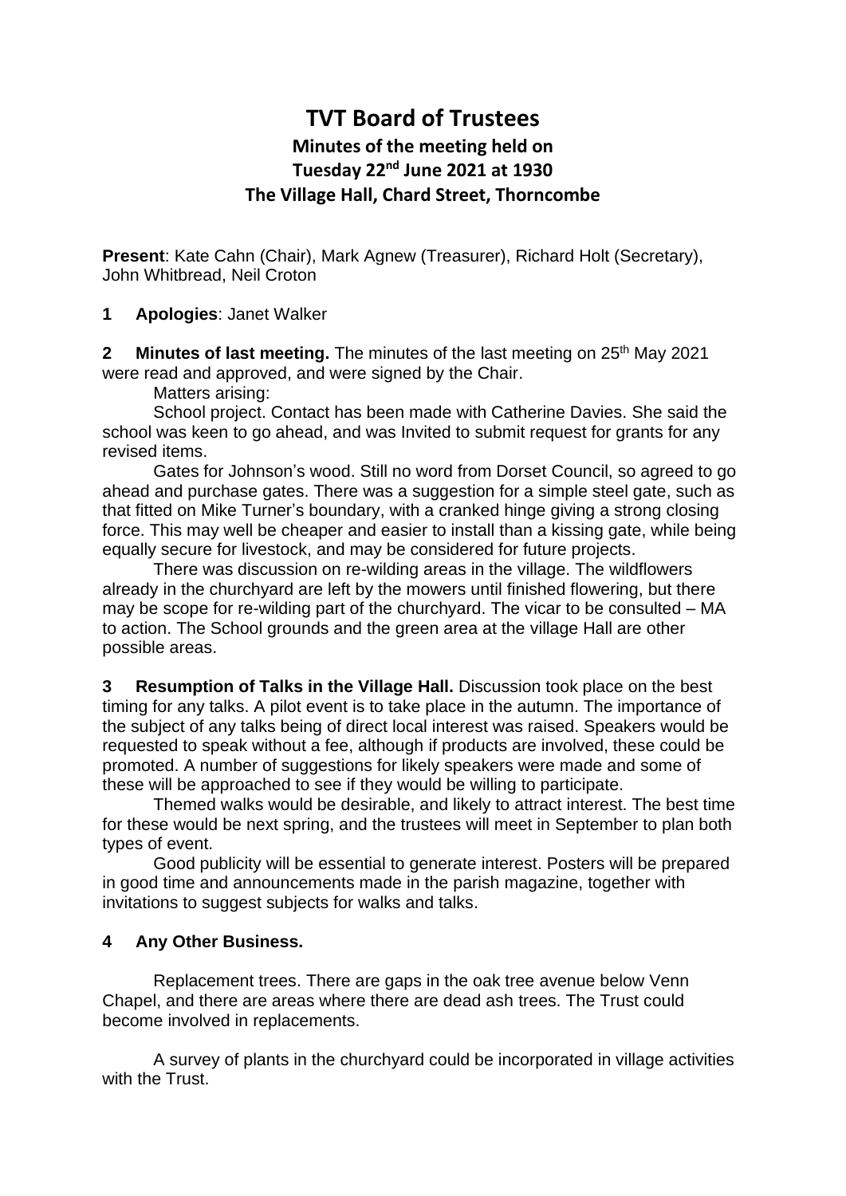# TVT Board of Trustees

## Minutes of the meeting held on Tuesday 22nd June 2021 at 1930

## The Village Hall, Chard Street, Thorncombe

**Present**: Kate Cahn (Chair), Mark Agnew (Treasurer), Richard Holt (Secretary), John Whitbread, Neil Croton

**1 Apologies**: Janet Walker

**2 Minutes of last meeting.** The minutes of the last meeting on 25th May 2021 were read and approved, and were signed by the Chair.

Matters arising:

School project. Contact has been made with Catherine Davies. She said the school was keen to go ahead, and was Invited to submit request for grants for any revised items.

Gates for Johnson's wood. Still no word from Dorset Council, so agreed to go ahead and purchase gates. There was a suggestion for a simple steel gate, such as that fitted on Mike Turner's boundary, with a cranked hinge giving a strong closing force. This may well be cheaper and easier to install than a kissing gate, while being equally secure for livestock, and may be considered for future projects.

There was discussion on re-wilding areas in the village. The wildflowers already in the churchyard are left by the mowers until finished flowering, but there may be scope for re-wilding part of the churchyard. The vicar to be consulted – MA to action. The School grounds and the green area at the village Hall are other possible areas.

**3 Resumption of Talks in the Village Hall.** Discussion took place on the best timing for any talks. A pilot event is to take place in the autumn. The importance of the subject of any talks being of direct local interest was raised. Speakers would be requested to speak without a fee, although if products are involved, these could be promoted. A number of suggestions for likely speakers were made and some of these will be approached to see if they would be willing to participate.

Themed walks would be desirable, and likely to attract interest. The best time for these would be next spring, and the trustees will meet in September to plan both types of event.

Good publicity will be essential to generate interest. Posters will be prepared in good time and announcements made in the parish magazine, together with invitations to suggest subjects for walks and talks.

**4 Any Other Business.**

Replacement trees. There are gaps in the oak tree avenue below Venn Chapel, and there are areas where there are dead ash trees. The Trust could become involved in replacements.

A survey of plants in the churchyard could be incorporated in village activities with the Trust.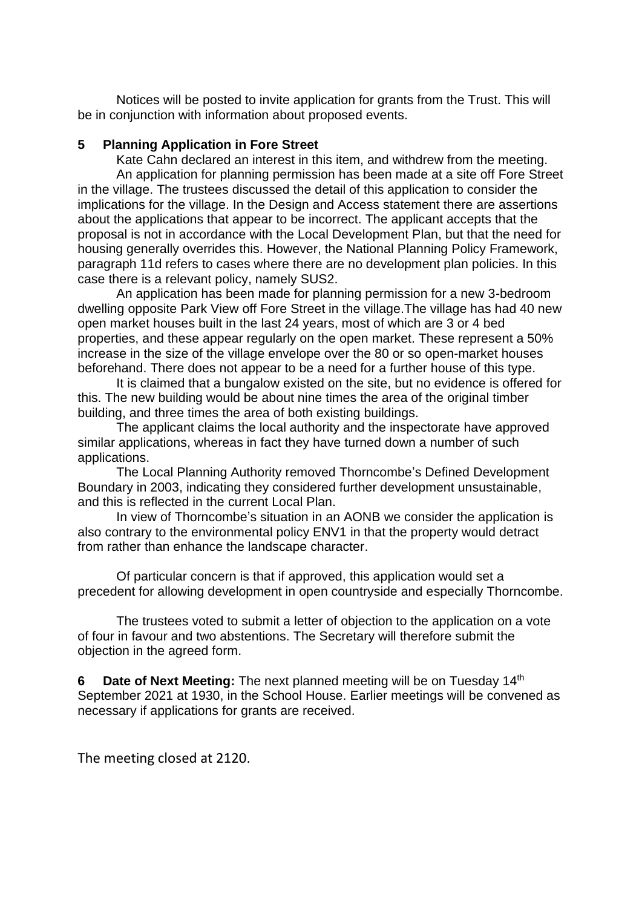Notices will be posted to invite application for grants from the Trust. This will be in conjunction with information about proposed events.

## 5 Planning Application in Fore Street

Kate Cahn declared an interest in this item, and withdrew from the meeting.

An application for planning permission has been made at a site off Fore Street in the village. The trustees discussed the detail of this application to consider the implications for the village. In the Design and Access statement there are assertions about the applications that appear to be incorrect. The applicant accepts that the proposal is not in accordance with the Local Development Plan, but that the need for housing generally overrides this. However, the National Planning Policy Framework, paragraph 11d refers to cases where there are no development plan policies. In this case there is a relevant policy, namely SUS2.

An application has been made for planning permission for a new 3-bedroom dwelling opposite Park View off Fore Street in the village.The village has had 40 new open market houses built in the last 24 years, most of which are 3 or 4 bed properties, and these appear regularly on the open market. These represent a 50% increase in the size of the village envelope over the 80 or so open-market houses beforehand. There does not appear to be a need for a further house of this type.

It is claimed that a bungalow existed on the site, but no evidence is offered for this. The new building would be about nine times the area of the original timber building, and three times the area of both existing buildings.

The applicant claims the local authority and the inspectorate have approved similar applications, whereas in fact they have turned down a number of such applications.

The Local Planning Authority removed Thorncombe's Defined Development Boundary in 2003, indicating they considered further development unsustainable, and this is reflected in the current Local Plan.

In view of Thorncombe's situation in an AONB we consider the application is also contrary to the environmental policy ENV1 in that the property would detract from rather than enhance the landscape character.

Of particular concern is that if approved, this application would set a precedent for allowing development in open countryside and especially Thorncombe.

The trustees voted to submit a letter of objection to the application on a vote of four in favour and two abstentions. The Secretary will therefore submit the objection in the agreed form.

**6 Date of Next Meeting:** The next planned meeting will be on Tuesday 14th September 2021 at 1930, in the School House. Earlier meetings will be convened as necessary if applications for grants are received.

The meeting closed at 2120.